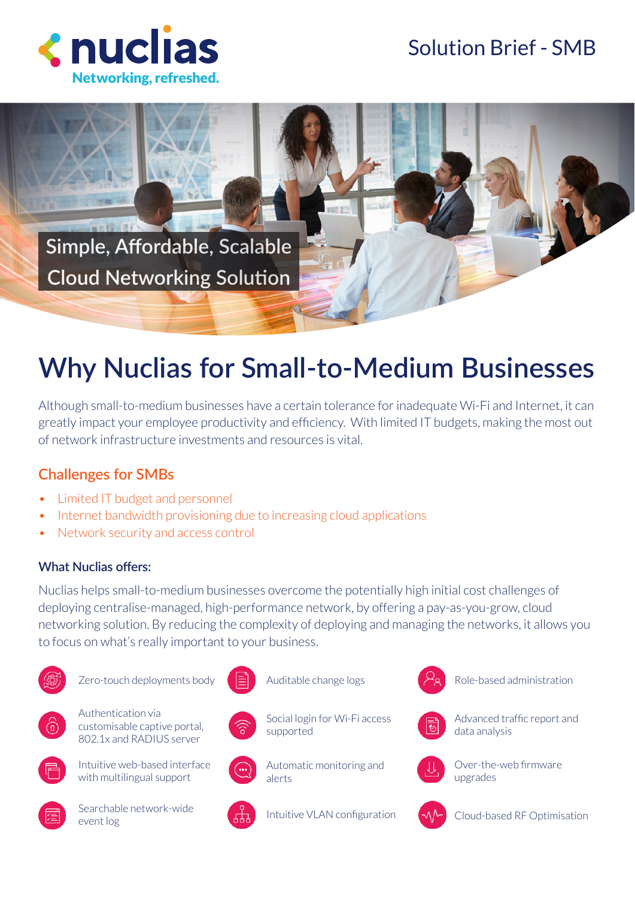nuclias

Networking, refreshed.

Solution Brief - SMB

Simple, Affordable, Scalable Cloud Networking Solution

# Why Nuclias for Small-to-Medium Businesses

Although small-to-medium businesses have a certain tolerance for inadequate Wi-Fi and Internet, it can greatly impact your employee productivity and efficiency. With limited IT budgets, making the most out of network infrastructure investments and resources is vital.

## Challenges for SMBs

- Limited IT budget and personnel
- Internet bandwidth provisioning due to increasing cloud applications
- Network security and access control

### What Nuclias offers:

Nuclias helps small-to-medium businesses overcome the potentially high initial cost challenges of deploying centralise-managed, high-performance network, by offering a pay-as-you-grow, cloud networking solution. By reducing the complexity of deploying and managing the networks, it allows you to focus on what's really important to your business.

- Zero-touch deployments body
- Authentication via customisable captive portal, 802.1x and RADIUS server
- Intuitive web-based interface with multilingual support
- Searchable network-wide event log
- Auditable change logs
- Social login for Wi-Fi access supported
- Automatic monitoring and alerts
- Intuitive VLAN configuration
- Role-based administration
- Advanced traffic report and data analysis
- Over-the-web firmware upgrades
- Cloud-based RF Optimisation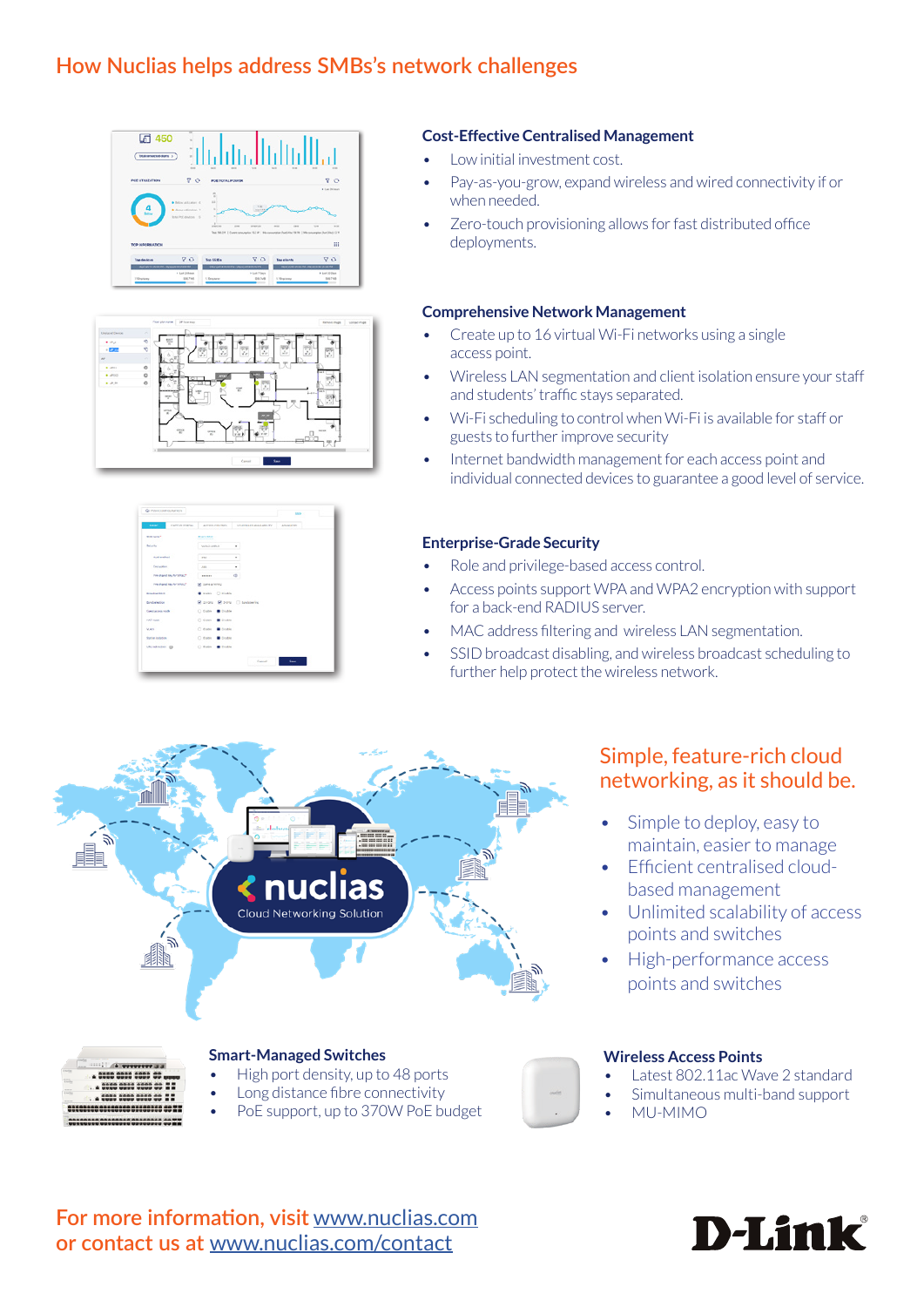## How Nuclias helps address SMBs's network challenges

### Cost-Effective Centralised Management

- Low initial investment cost.
- Pay-as-you-grow, expand wireless and wired connectivity if or when needed.
- Zero-touch provisioning allows for fast distributed office deployments.

### Comprehensive Network Management

- Create up to 16 virtual Wi-Fi networks using a single access point.
- Wireless LAN segmentation and client isolation ensure your staff and students' traffic stays separated.
- Wi-Fi scheduling to control when Wi-Fi is available for staff or guests to further improve security
- Internet bandwidth management for each access point and individual connected devices to guarantee a good level of service.

### Enterprise-Grade Security

- Role and privilege-based access control.
- Access points support WPA and WPA2 encryption with support for a back-end RADIUS server.
- MAC address filtering and wireless LAN segmentation.
- SSID broadcast disabling, and wireless broadcast scheduling to further help protect the wireless network.

## Simple, feature-rich cloud networking, as it should be.

- Simple to deploy, easy to maintain, easier to manage
- Efficient centralised cloud-based management
- Unlimited scalability of access points and switches
- High-performance access points and switches

### Smart-Managed Switches

- High port density, up to 48 ports
- Long distance fibre connectivity
- PoE support, up to 370W PoE budget

### Wireless Access Points

- Latest 802.11ac Wave 2 standard
- Simultaneous multi-band support
- MU-MIMO

For more information, visit www.nuclias.com
or contact us at www.nuclias.com/contact

D-Link®